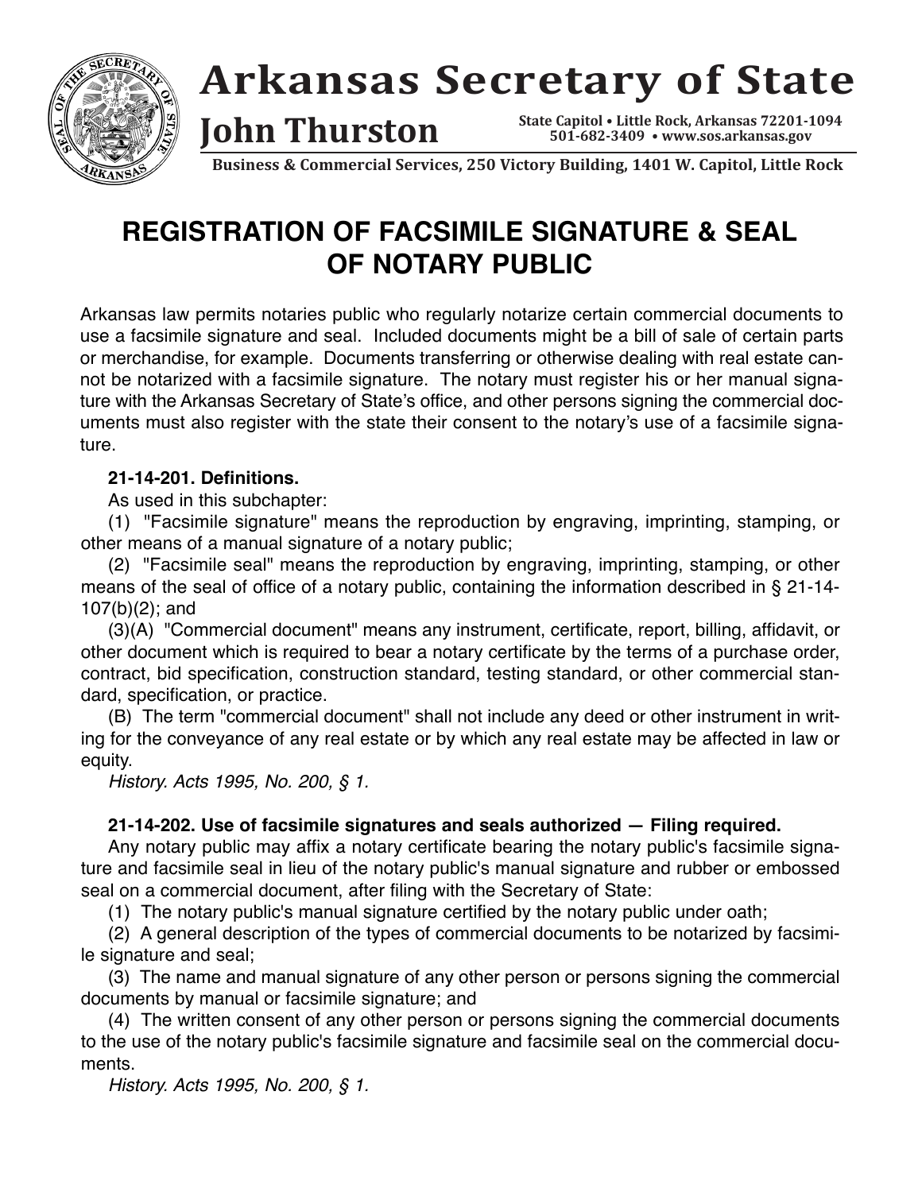# Arkansas Secretary of State

## John Thurston

State Capitol • Little Rock, Arkansas 72201-1094
501-682-3409 • www.sos.arkansas.gov

Business & Commercial Services, 250 Victory Building, 1401 W. Capitol, Little Rock

# REGISTRATION OF FACSIMILE SIGNATURE & SEAL OF NOTARY PUBLIC

Arkansas law permits notaries public who regularly notarize certain commercial documents to use a facsimile signature and seal. Included documents might be a bill of sale of certain parts or merchandise, for example. Documents transferring or otherwise dealing with real estate cannot be notarized with a facsimile signature. The notary must register his or her manual signature with the Arkansas Secretary of State's office, and other persons signing the commercial documents must also register with the state their consent to the notary's use of a facsimile signature.

**21-14-201. Definitions.**

As used in this subchapter:

(1) "Facsimile signature" means the reproduction by engraving, imprinting, stamping, or other means of a manual signature of a notary public;

(2) "Facsimile seal" means the reproduction by engraving, imprinting, stamping, or other means of the seal of office of a notary public, containing the information described in § 21-14-107(b)(2); and

(3)(A) "Commercial document" means any instrument, certificate, report, billing, affidavit, or other document which is required to bear a notary certificate by the terms of a purchase order, contract, bid specification, construction standard, testing standard, or other commercial standard, specification, or practice.

(B) The term "commercial document" shall not include any deed or other instrument in writing for the conveyance of any real estate or by which any real estate may be affected in law or equity.

*History. Acts 1995, No. 200, § 1.*

**21-14-202. Use of facsimile signatures and seals authorized — Filing required.**

Any notary public may affix a notary certificate bearing the notary public's facsimile signature and facsimile seal in lieu of the notary public's manual signature and rubber or embossed seal on a commercial document, after filing with the Secretary of State:

(1) The notary public's manual signature certified by the notary public under oath;

(2) A general description of the types of commercial documents to be notarized by facsimile signature and seal;

(3) The name and manual signature of any other person or persons signing the commercial documents by manual or facsimile signature; and

(4) The written consent of any other person or persons signing the commercial documents to the use of the notary public's facsimile signature and facsimile seal on the commercial documents.

*History. Acts 1995, No. 200, § 1.*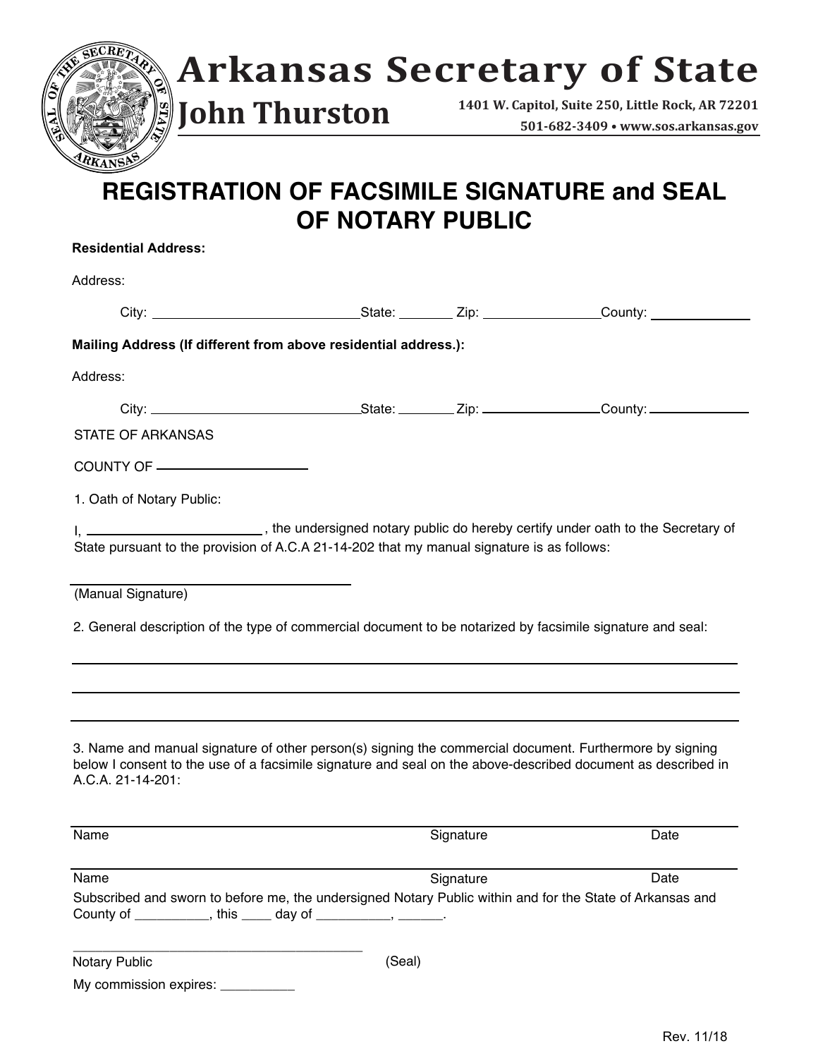# Arkansas Secretary of State

## John Thurston

1401 W. Capitol, Suite 250, Little Rock, AR 72201
501-682-3409 • www.sos.arkansas.gov

## REGISTRATION OF FACSIMILE SIGNATURE and SEAL OF NOTARY PUBLIC

**Residential Address:**

Address:

City: ____________________ State: ________ Zip: ______________ County: ____________

**Mailing Address (If different from above residential address.):**

Address:

City: ____________________ State: ________ Zip: ______________ County: ____________

STATE OF ARKANSAS

COUNTY OF ____________________

1. Oath of Notary Public:

I, ______________________ , the undersigned notary public do hereby certify under oath to the Secretary of State pursuant to the provision of A.C.A 21-14-202 that my manual signature is as follows:

______________________________
(Manual Signature)

2. General description of the type of commercial document to be notarized by facsimile signature and seal:

______________________________________________________________________

______________________________________________________________________

______________________________________________________________________

3. Name and manual signature of other person(s) signing the commercial document. Furthermore by signing below I consent to the use of a facsimile signature and seal on the above-described document as described in A.C.A. 21-14-201:

______________________________________________________________________
Name Signature Date

______________________________________________________________________
Name Signature Date

Subscribed and sworn to before me, the undersigned Notary Public within and for the State of Arkansas and County of __________, this ____ day of __________, ______.

________________________________________
Notary Public (Seal)

My commission expires: __________

Rev. 11/18